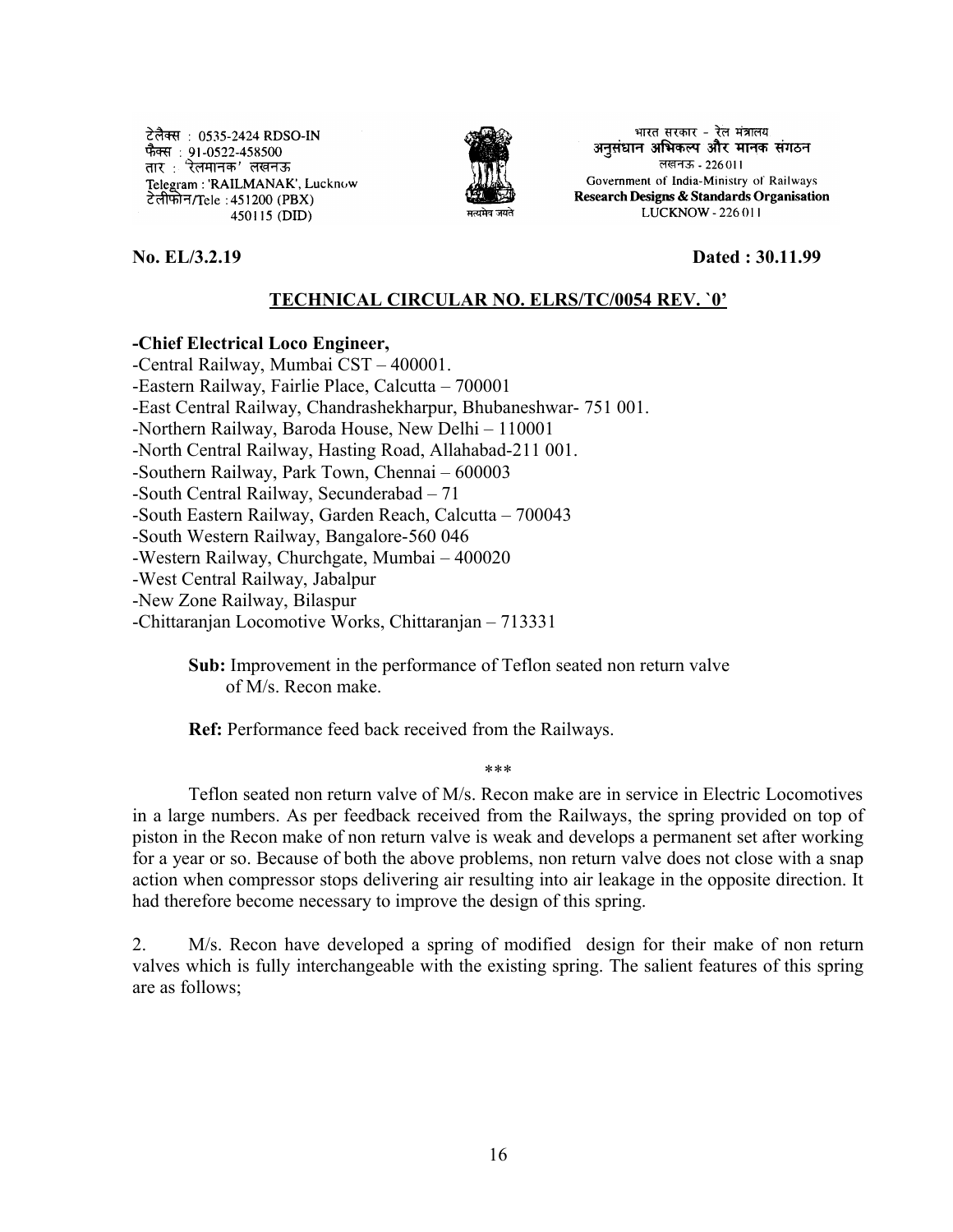टेलैक्स : 0535-2424 RDSO-IN
फैक्स : 91-0522-458500
तार : 'रेलमानक' लखनऊ
Telegram : 'RAILMANAK', Lucknow
टेलीफोन/Tele : 451200 (PBX)
450115 (DID)

भारत सरकार - रेल मंत्रालय
अनुसंधान अभिकल्प और मानक संगठन
लखनऊ - 226011
Government of India-Ministry of Railways
**Research Designs & Standards Organisation**
LUCKNOW - 226011

**No. EL/3.2.19** **Dated : 30.11.99**

## TECHNICAL CIRCULAR NO. ELRS/TC/0054 REV. `0'

**-Chief Electrical Loco Engineer,**
-Central Railway, Mumbai CST – 400001.
-Eastern Railway, Fairlie Place, Calcutta – 700001
-East Central Railway, Chandrashekharpur, Bhubaneshwar- 751 001.
-Northern Railway, Baroda House, New Delhi – 110001
-North Central Railway, Hasting Road, Allahabad-211 001.
-Southern Railway, Park Town, Chennai – 600003
-South Central Railway, Secunderabad – 71
-South Eastern Railway, Garden Reach, Calcutta – 700043
-South Western Railway, Bangalore-560 046
-Western Railway, Churchgate, Mumbai – 400020
-West Central Railway, Jabalpur
-New Zone Railway, Bilaspur
-Chittaranjan Locomotive Works, Chittaranjan – 713331

**Sub:** Improvement in the performance of Teflon seated non return valve of M/s. Recon make.

**Ref:** Performance feed back received from the Railways.

***

Teflon seated non return valve of M/s. Recon make are in service in Electric Locomotives in a large numbers. As per feedback received from the Railways, the spring provided on top of piston in the Recon make of non return valve is weak and develops a permanent set after working for a year or so. Because of both the above problems, non return valve does not close with a snap action when compressor stops delivering air resulting into air leakage in the opposite direction. It had therefore become necessary to improve the design of this spring.

2. M/s. Recon have developed a spring of modified design for their make of non return valves which is fully interchangeable with the existing spring. The salient features of this spring are as follows;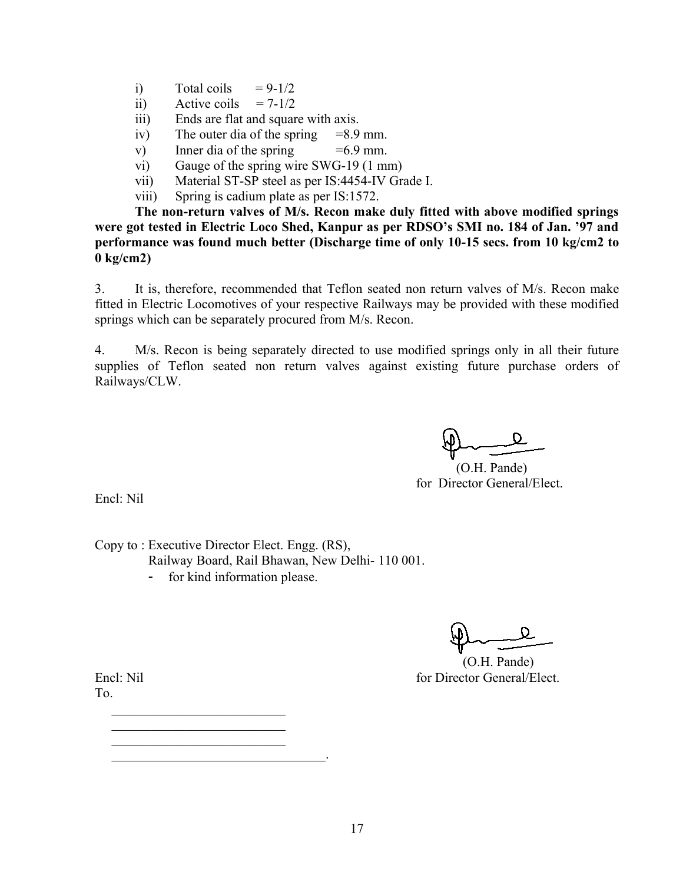i) Total coils = 9-1/2

ii) Active coils = 7-1/2

iii) Ends are flat and square with axis.

iv) The outer dia of the spring =8.9 mm.

v) Inner dia of the spring =6.9 mm.

vi) Gauge of the spring wire SWG-19 (1 mm)

vii) Material ST-SP steel as per IS:4454-IV Grade I.

viii) Spring is cadium plate as per IS:1572.

**The non-return valves of M/s. Recon make duly fitted with above modified springs were got tested in Electric Loco Shed, Kanpur as per RDSO's SMI no. 184 of Jan. '97 and performance was found much better (Discharge time of only 10-15 secs. from 10 kg/cm2 to 0 kg/cm2)**

3. It is, therefore, recommended that Teflon seated non return valves of M/s. Recon make fitted in Electric Locomotives of your respective Railways may be provided with these modified springs which can be separately procured from M/s. Recon.

4. M/s. Recon is being separately directed to use modified springs only in all their future supplies of Teflon seated non return valves against existing future purchase orders of Railways/CLW.

(O.H. Pande)
for Director General/Elect.

Encl: Nil

Copy to : Executive Director Elect. Engg. (RS),
Railway Board, Rail Bhawan, New Delhi- 110 001.
- for kind information please.

(O.H. Pande)
for Director General/Elect.

Encl: Nil

To.

\_\_\_\_\_\_\_\_\_\_\_\_\_\_\_\_\_\_\_\_\_\_\_\_\_\_

\_\_\_\_\_\_\_\_\_\_\_\_\_\_\_\_\_\_\_\_\_\_\_\_\_\_

\_\_\_\_\_\_\_\_\_\_\_\_\_\_\_\_\_\_\_\_\_\_\_\_\_\_

\_\_\_\_\_\_\_\_\_\_\_\_\_\_\_\_\_\_\_\_\_\_\_\_\_\_\_\_\_\_\_\_.